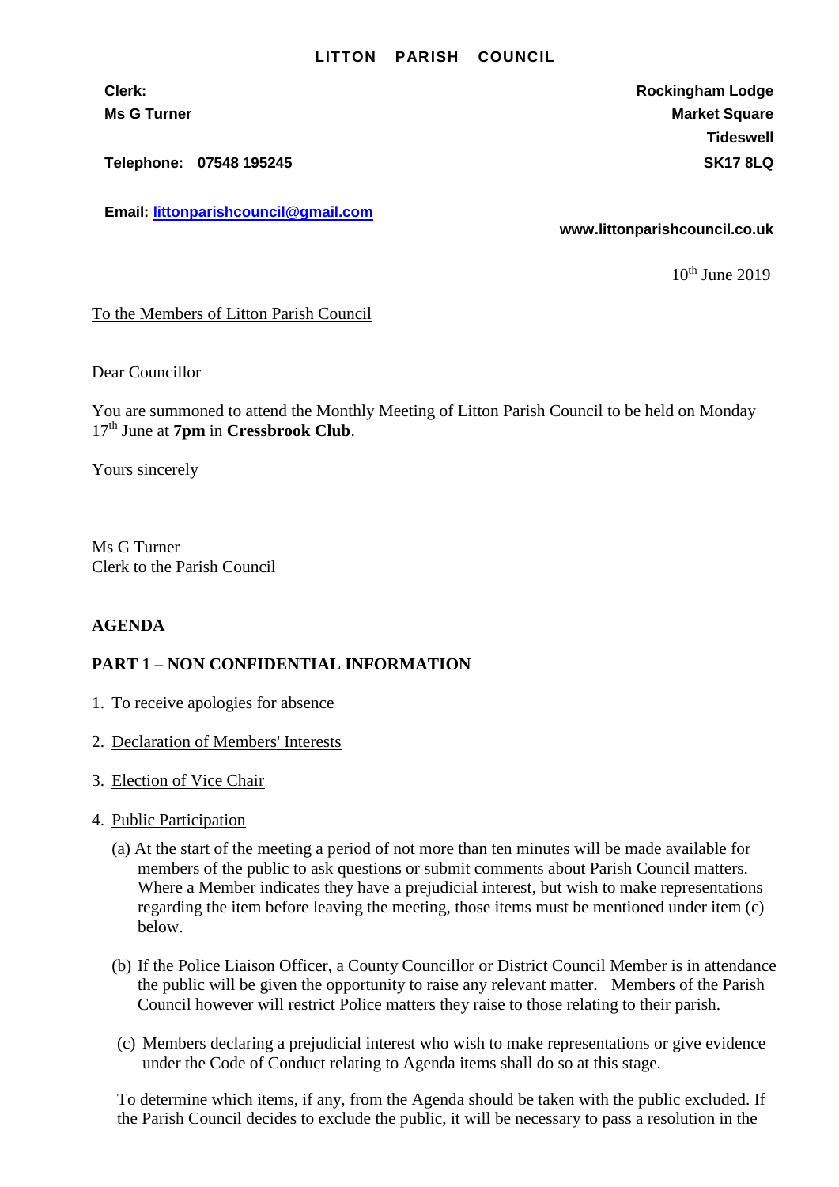**LITTON PARISH COUNCIL**

**Clerk:**
**Ms G Turner**

**Telephone: 07548 195245**

**Email: littonparishcouncil@gmail.com**

**Rockingham Lodge**
**Market Square**
**Tideswell**
**SK17 8LQ**

**www.littonparishcouncil.co.uk**

10th June 2019

To the Members of Litton Parish Council

Dear Councillor

You are summoned to attend the Monthly Meeting of Litton Parish Council to be held on Monday 17th June at **7pm** in **Cressbrook Club**.

Yours sincerely

Ms G Turner
Clerk to the Parish Council

**AGENDA**

**PART 1 – NON CONFIDENTIAL INFORMATION**

1. To receive apologies for absence

2. Declaration of Members' Interests

3. Election of Vice Chair

4. Public Participation

   (a) At the start of the meeting a period of not more than ten minutes will be made available for members of the public to ask questions or submit comments about Parish Council matters. Where a Member indicates they have a prejudicial interest, but wish to make representations regarding the item before leaving the meeting, those items must be mentioned under item (c) below.

   (b) If the Police Liaison Officer, a County Councillor or District Council Member is in attendance the public will be given the opportunity to raise any relevant matter. Members of the Parish Council however will restrict Police matters they raise to those relating to their parish.

   (c) Members declaring a prejudicial interest who wish to make representations or give evidence under the Code of Conduct relating to Agenda items shall do so at this stage.

   To determine which items, if any, from the Agenda should be taken with the public excluded. If the Parish Council decides to exclude the public, it will be necessary to pass a resolution in the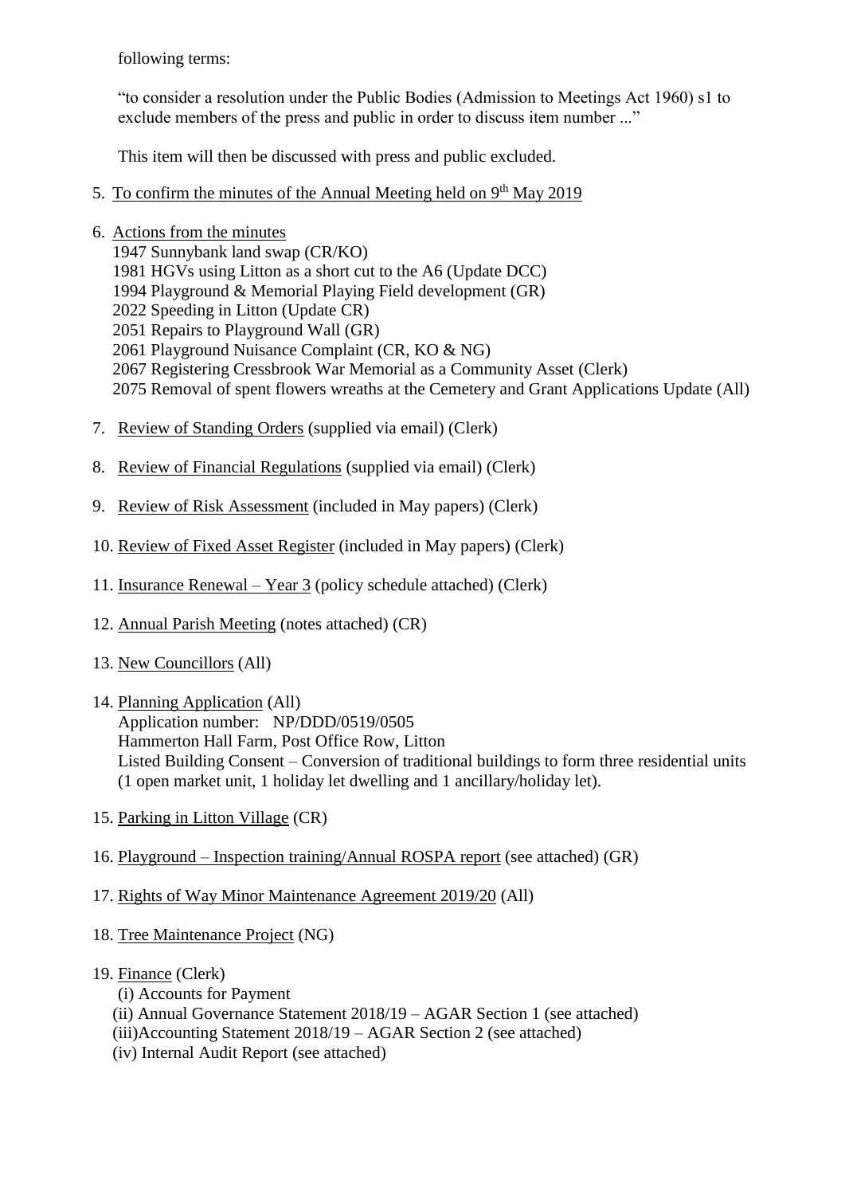following terms:

"to consider a resolution under the Public Bodies (Admission to Meetings Act 1960) s1 to exclude members of the press and public in order to discuss item number ..."

This item will then be discussed with press and public excluded.

5. To confirm the minutes of the Annual Meeting held on 9th May 2019

6. Actions from the minutes
   1947 Sunnybank land swap (CR/KO)
   1981 HGVs using Litton as a short cut to the A6 (Update DCC)
   1994 Playground & Memorial Playing Field development (GR)
   2022 Speeding in Litton (Update CR)
   2051 Repairs to Playground Wall (GR)
   2061 Playground Nuisance Complaint (CR, KO & NG)
   2067 Registering Cressbrook War Memorial as a Community Asset (Clerk)
   2075 Removal of spent flowers wreaths at the Cemetery and Grant Applications Update (All)

7. Review of Standing Orders (supplied via email) (Clerk)

8. Review of Financial Regulations (supplied via email) (Clerk)

9. Review of Risk Assessment (included in May papers) (Clerk)

10. Review of Fixed Asset Register (included in May papers) (Clerk)

11. Insurance Renewal – Year 3 (policy schedule attached) (Clerk)

12. Annual Parish Meeting (notes attached) (CR)

13. New Councillors (All)

14. Planning Application (All)
    Application number: NP/DDD/0519/0505
    Hammerton Hall Farm, Post Office Row, Litton
    Listed Building Consent – Conversion of traditional buildings to form three residential units (1 open market unit, 1 holiday let dwelling and 1 ancillary/holiday let).

15. Parking in Litton Village (CR)

16. Playground – Inspection training/Annual ROSPA report (see attached) (GR)

17. Rights of Way Minor Maintenance Agreement 2019/20 (All)

18. Tree Maintenance Project (NG)

19. Finance (Clerk)
    (i) Accounts for Payment
    (ii) Annual Governance Statement 2018/19 – AGAR Section 1 (see attached)
    (iii) Accounting Statement 2018/19 – AGAR Section 2 (see attached)
    (iv) Internal Audit Report (see attached)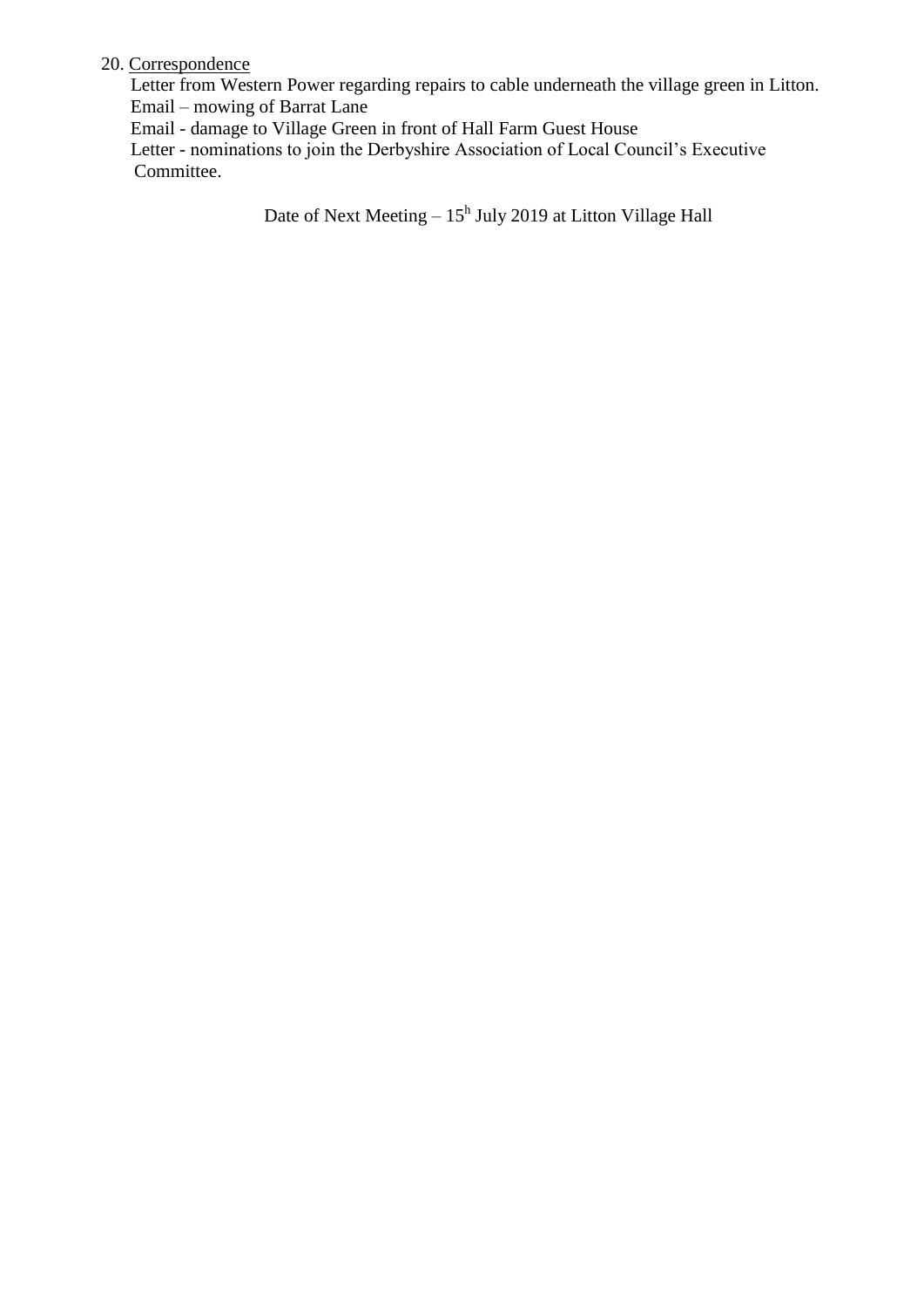20. <u>Correspondence</u>

Letter from Western Power regarding repairs to cable underneath the village green in Litton.
Email – mowing of Barrat Lane
Email - damage to Village Green in front of Hall Farm Guest House
Letter - nominations to join the Derbyshire Association of Local Council's Executive Committee.

Date of Next Meeting – 15h July 2019 at Litton Village Hall